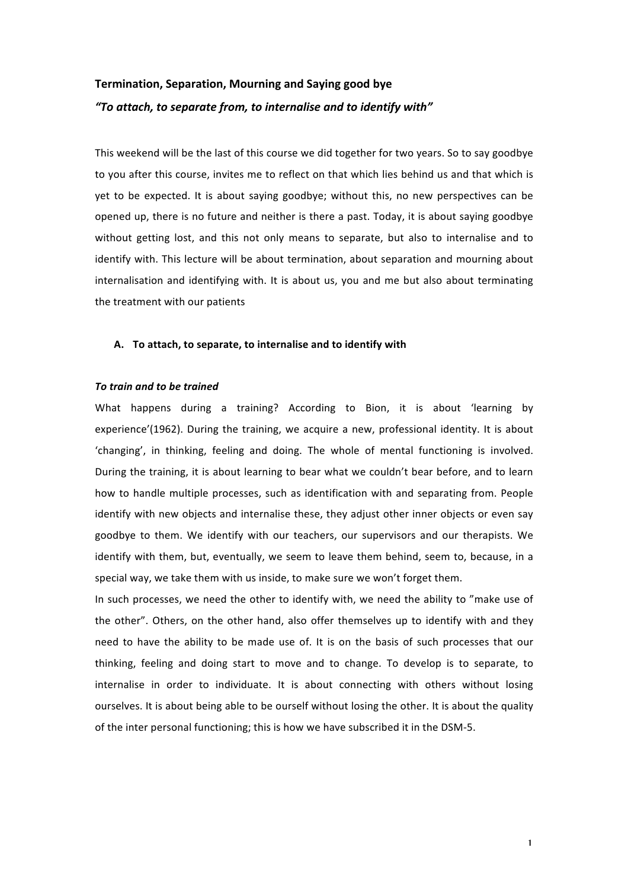**Termination, Separation, Mourning and Saying good bye**

***"To attach, to separate from, to internalise and to identify with"***

This weekend will be the last of this course we did together for two years. So to say goodbye to you after this course, invites me to reflect on that which lies behind us and that which is yet to be expected. It is about saying goodbye; without this, no new perspectives can be opened up, there is no future and neither is there a past. Today, it is about saying goodbye without getting lost, and this not only means to separate, but also to internalise and to identify with. This lecture will be about termination, about separation and mourning about internalisation and identifying with. It is about us, you and me but also about terminating the treatment with our patients

**A. To attach, to separate, to internalise and to identify with**

***To train and to be trained***

What happens during a training? According to Bion, it is about 'learning by experience'(1962). During the training, we acquire a new, professional identity. It is about 'changing', in thinking, feeling and doing. The whole of mental functioning is involved. During the training, it is about learning to bear what we couldn't bear before, and to learn how to handle multiple processes, such as identification with and separating from. People identify with new objects and internalise these, they adjust other inner objects or even say goodbye to them. We identify with our teachers, our supervisors and our therapists. We identify with them, but, eventually, we seem to leave them behind, seem to, because, in a special way, we take them with us inside, to make sure we won't forget them.

In such processes, we need the other to identify with, we need the ability to "make use of the other". Others, on the other hand, also offer themselves up to identify with and they need to have the ability to be made use of. It is on the basis of such processes that our thinking, feeling and doing start to move and to change. To develop is to separate, to internalise in order to individuate. It is about connecting with others without losing ourselves. It is about being able to be ourself without losing the other. It is about the quality of the inter personal functioning; this is how we have subscribed it in the DSM-5.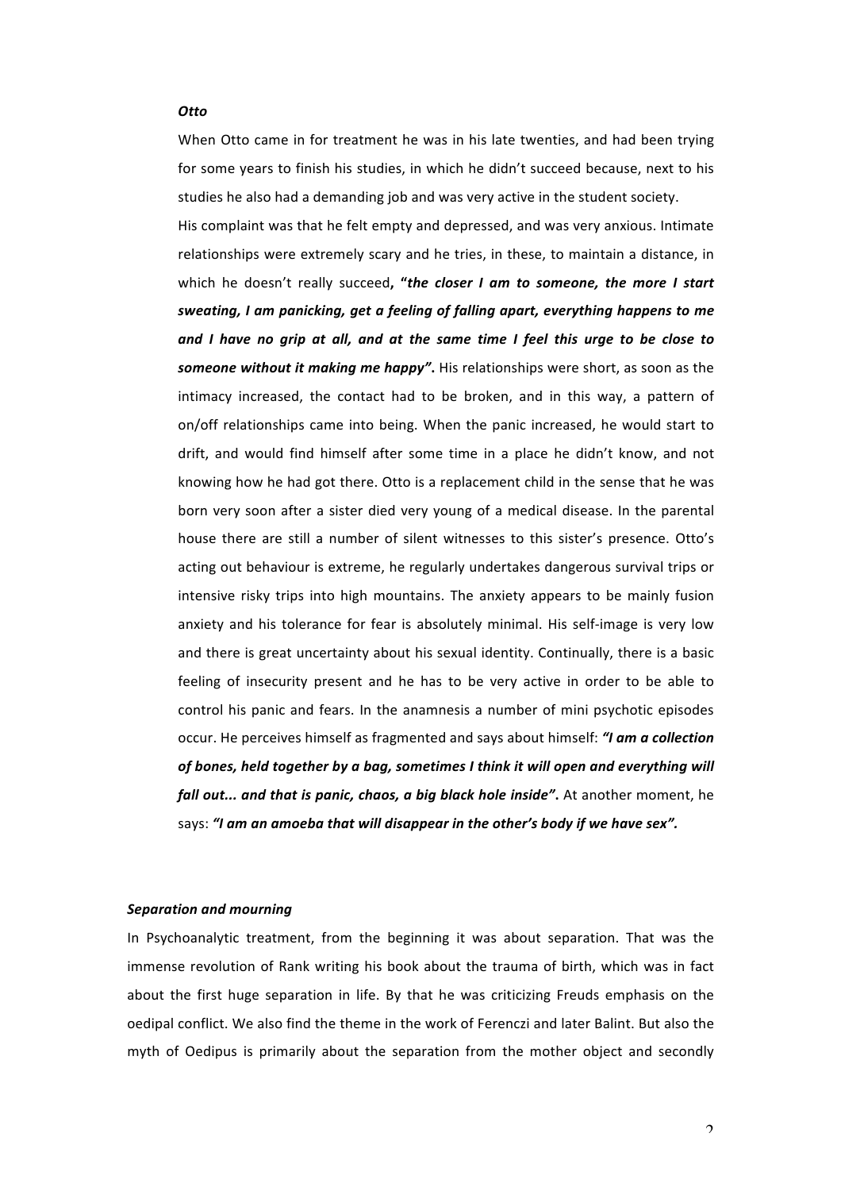***Otto***

When Otto came in for treatment he was in his late twenties, and had been trying for some years to finish his studies, in which he didn't succeed because, next to his studies he also had a demanding job and was very active in the student society.

His complaint was that he felt empty and depressed, and was very anxious. Intimate relationships were extremely scary and he tries, in these, to maintain a distance, in which he doesn't really succeed**, "*the closer I am to someone, the more I start sweating, I am panicking, get a feeling of falling apart, everything happens to me and I have no grip at all, and at the same time I feel this urge to be close to someone without it making me happy*".** His relationships were short, as soon as the intimacy increased, the contact had to be broken, and in this way, a pattern of on/off relationships came into being. When the panic increased, he would start to drift, and would find himself after some time in a place he didn't know, and not knowing how he had got there. Otto is a replacement child in the sense that he was born very soon after a sister died very young of a medical disease. In the parental house there are still a number of silent witnesses to this sister's presence. Otto's acting out behaviour is extreme, he regularly undertakes dangerous survival trips or intensive risky trips into high mountains. The anxiety appears to be mainly fusion anxiety and his tolerance for fear is absolutely minimal. His self-image is very low and there is great uncertainty about his sexual identity. Continually, there is a basic feeling of insecurity present and he has to be very active in order to be able to control his panic and fears. In the anamnesis a number of mini psychotic episodes occur. He perceives himself as fragmented and says about himself: ***"I am a collection of bones, held together by a bag, sometimes I think it will open and everything will fall out... and that is panic, chaos, a big black hole inside".*** At another moment, he says: ***"I am an amoeba that will disappear in the other's body if we have sex".***

***Separation and mourning***

In Psychoanalytic treatment, from the beginning it was about separation. That was the immense revolution of Rank writing his book about the trauma of birth, which was in fact about the first huge separation in life. By that he was criticizing Freuds emphasis on the oedipal conflict. We also find the theme in the work of Ferenczi and later Balint. But also the myth of Oedipus is primarily about the separation from the mother object and secondly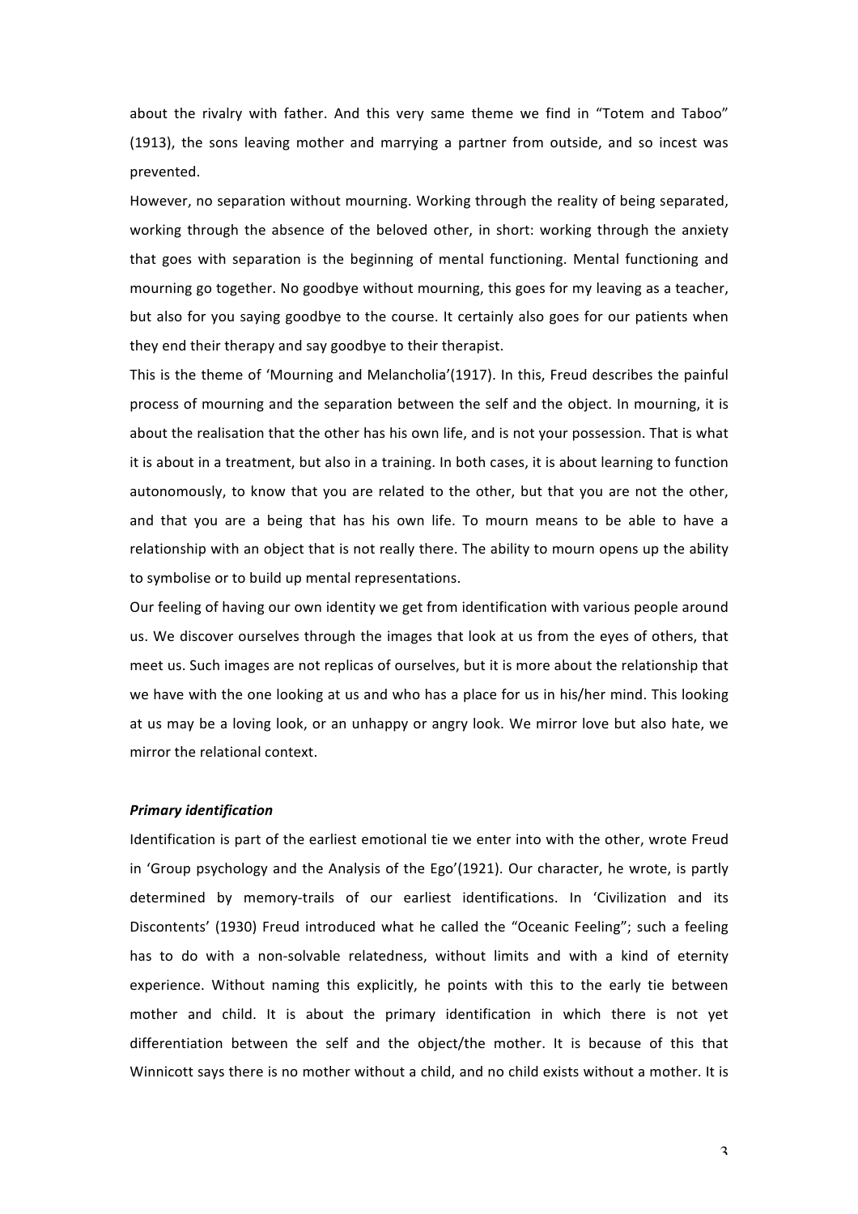about the rivalry with father. And this very same theme we find in "Totem and Taboo" (1913), the sons leaving mother and marrying a partner from outside, and so incest was prevented.

However, no separation without mourning. Working through the reality of being separated, working through the absence of the beloved other, in short: working through the anxiety that goes with separation is the beginning of mental functioning. Mental functioning and mourning go together. No goodbye without mourning, this goes for my leaving as a teacher, but also for you saying goodbye to the course. It certainly also goes for our patients when they end their therapy and say goodbye to their therapist.

This is the theme of 'Mourning and Melancholia'(1917). In this, Freud describes the painful process of mourning and the separation between the self and the object. In mourning, it is about the realisation that the other has his own life, and is not your possession. That is what it is about in a treatment, but also in a training. In both cases, it is about learning to function autonomously, to know that you are related to the other, but that you are not the other, and that you are a being that has his own life. To mourn means to be able to have a relationship with an object that is not really there. The ability to mourn opens up the ability to symbolise or to build up mental representations.

Our feeling of having our own identity we get from identification with various people around us. We discover ourselves through the images that look at us from the eyes of others, that meet us. Such images are not replicas of ourselves, but it is more about the relationship that we have with the one looking at us and who has a place for us in his/her mind. This looking at us may be a loving look, or an unhappy or angry look. We mirror love but also hate, we mirror the relational context.

***Primary identification***

Identification is part of the earliest emotional tie we enter into with the other, wrote Freud in 'Group psychology and the Analysis of the Ego'(1921). Our character, he wrote, is partly determined by memory-trails of our earliest identifications. In 'Civilization and its Discontents' (1930) Freud introduced what he called the "Oceanic Feeling"; such a feeling has to do with a non-solvable relatedness, without limits and with a kind of eternity experience. Without naming this explicitly, he points with this to the early tie between mother and child. It is about the primary identification in which there is not yet differentiation between the self and the object/the mother. It is because of this that Winnicott says there is no mother without a child, and no child exists without a mother. It is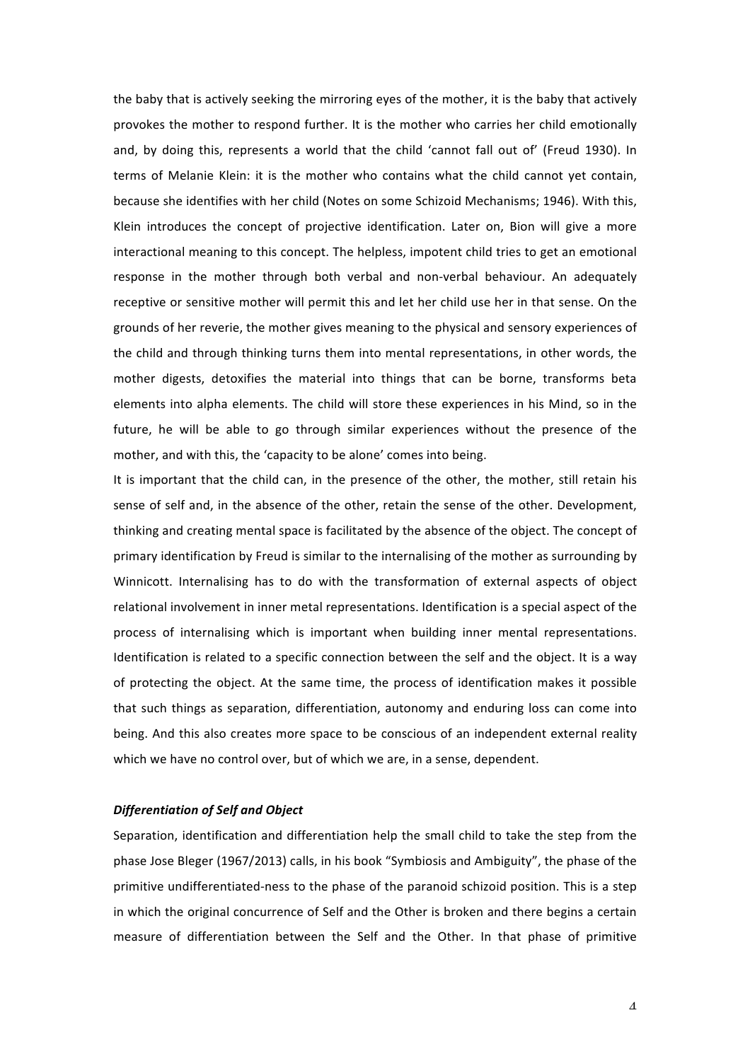the baby that is actively seeking the mirroring eyes of the mother, it is the baby that actively provokes the mother to respond further. It is the mother who carries her child emotionally and, by doing this, represents a world that the child 'cannot fall out of' (Freud 1930). In terms of Melanie Klein: it is the mother who contains what the child cannot yet contain, because she identifies with her child (Notes on some Schizoid Mechanisms; 1946). With this, Klein introduces the concept of projective identification. Later on, Bion will give a more interactional meaning to this concept. The helpless, impotent child tries to get an emotional response in the mother through both verbal and non-verbal behaviour. An adequately receptive or sensitive mother will permit this and let her child use her in that sense. On the grounds of her reverie, the mother gives meaning to the physical and sensory experiences of the child and through thinking turns them into mental representations, in other words, the mother digests, detoxifies the material into things that can be borne, transforms beta elements into alpha elements. The child will store these experiences in his Mind, so in the future, he will be able to go through similar experiences without the presence of the mother, and with this, the 'capacity to be alone' comes into being.

It is important that the child can, in the presence of the other, the mother, still retain his sense of self and, in the absence of the other, retain the sense of the other. Development, thinking and creating mental space is facilitated by the absence of the object. The concept of primary identification by Freud is similar to the internalising of the mother as surrounding by Winnicott. Internalising has to do with the transformation of external aspects of object relational involvement in inner metal representations. Identification is a special aspect of the process of internalising which is important when building inner mental representations. Identification is related to a specific connection between the self and the object. It is a way of protecting the object. At the same time, the process of identification makes it possible that such things as separation, differentiation, autonomy and enduring loss can come into being. And this also creates more space to be conscious of an independent external reality which we have no control over, but of which we are, in a sense, dependent.

### *Differentiation of Self and Object*

Separation, identification and differentiation help the small child to take the step from the phase Jose Bleger (1967/2013) calls, in his book "Symbiosis and Ambiguity", the phase of the primitive undifferentiated-ness to the phase of the paranoid schizoid position. This is a step in which the original concurrence of Self and the Other is broken and there begins a certain measure of differentiation between the Self and the Other. In that phase of primitive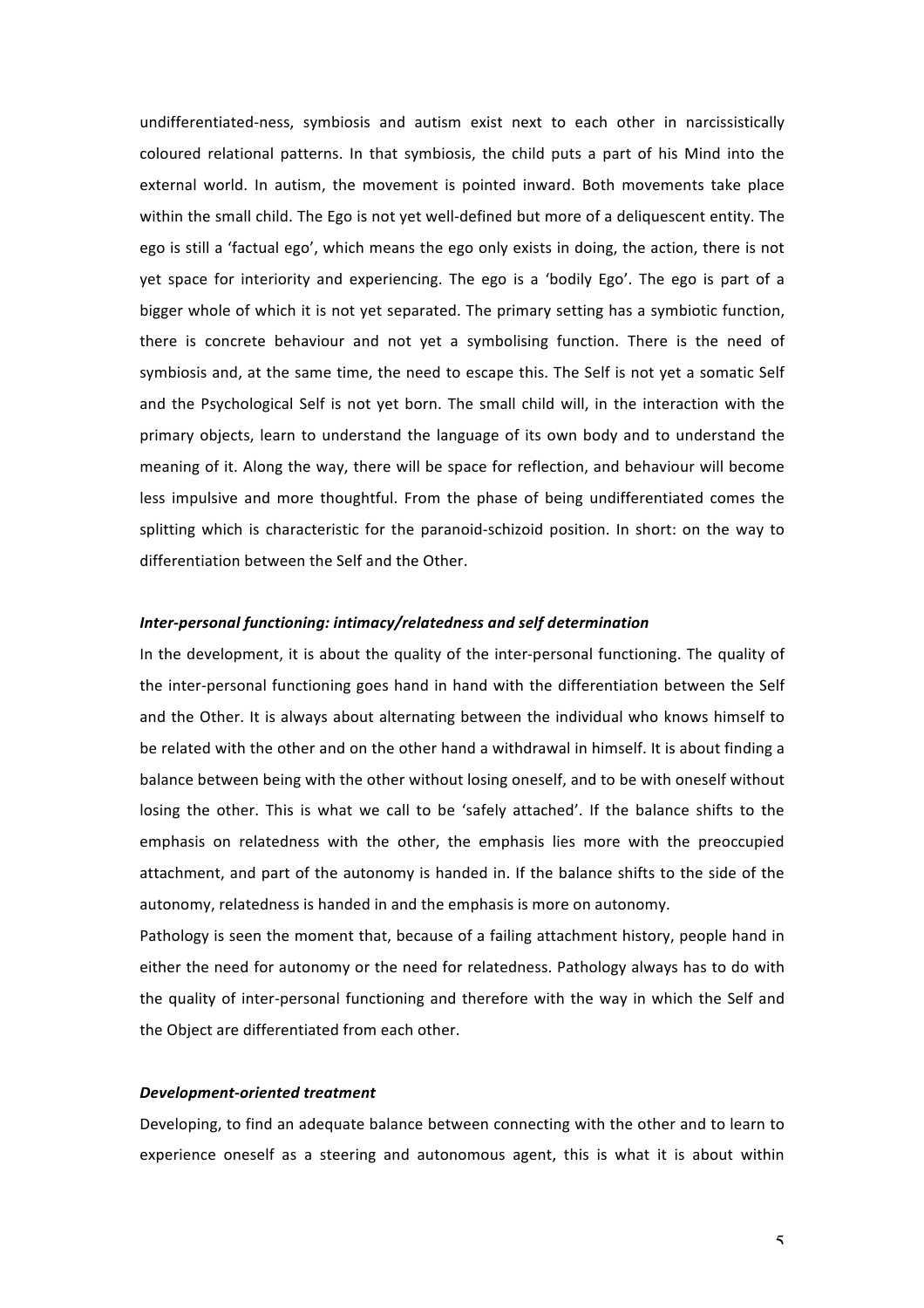undifferentiated-ness, symbiosis and autism exist next to each other in narcissistically coloured relational patterns. In that symbiosis, the child puts a part of his Mind into the external world. In autism, the movement is pointed inward. Both movements take place within the small child. The Ego is not yet well-defined but more of a deliquescent entity. The ego is still a 'factual ego', which means the ego only exists in doing, the action, there is not yet space for interiority and experiencing. The ego is a 'bodily Ego'. The ego is part of a bigger whole of which it is not yet separated. The primary setting has a symbiotic function, there is concrete behaviour and not yet a symbolising function. There is the need of symbiosis and, at the same time, the need to escape this. The Self is not yet a somatic Self and the Psychological Self is not yet born. The small child will, in the interaction with the primary objects, learn to understand the language of its own body and to understand the meaning of it. Along the way, there will be space for reflection, and behaviour will become less impulsive and more thoughtful. From the phase of being undifferentiated comes the splitting which is characteristic for the paranoid-schizoid position. In short: on the way to differentiation between the Self and the Other.

***Inter-personal functioning: intimacy/relatedness and self determination***

In the development, it is about the quality of the inter-personal functioning. The quality of the inter-personal functioning goes hand in hand with the differentiation between the Self and the Other. It is always about alternating between the individual who knows himself to be related with the other and on the other hand a withdrawal in himself. It is about finding a balance between being with the other without losing oneself, and to be with oneself without losing the other. This is what we call to be 'safely attached'. If the balance shifts to the emphasis on relatedness with the other, the emphasis lies more with the preoccupied attachment, and part of the autonomy is handed in. If the balance shifts to the side of the autonomy, relatedness is handed in and the emphasis is more on autonomy.

Pathology is seen the moment that, because of a failing attachment history, people hand in either the need for autonomy or the need for relatedness. Pathology always has to do with the quality of inter-personal functioning and therefore with the way in which the Self and the Object are differentiated from each other.

***Development-oriented treatment***

Developing, to find an adequate balance between connecting with the other and to learn to experience oneself as a steering and autonomous agent, this is what it is about within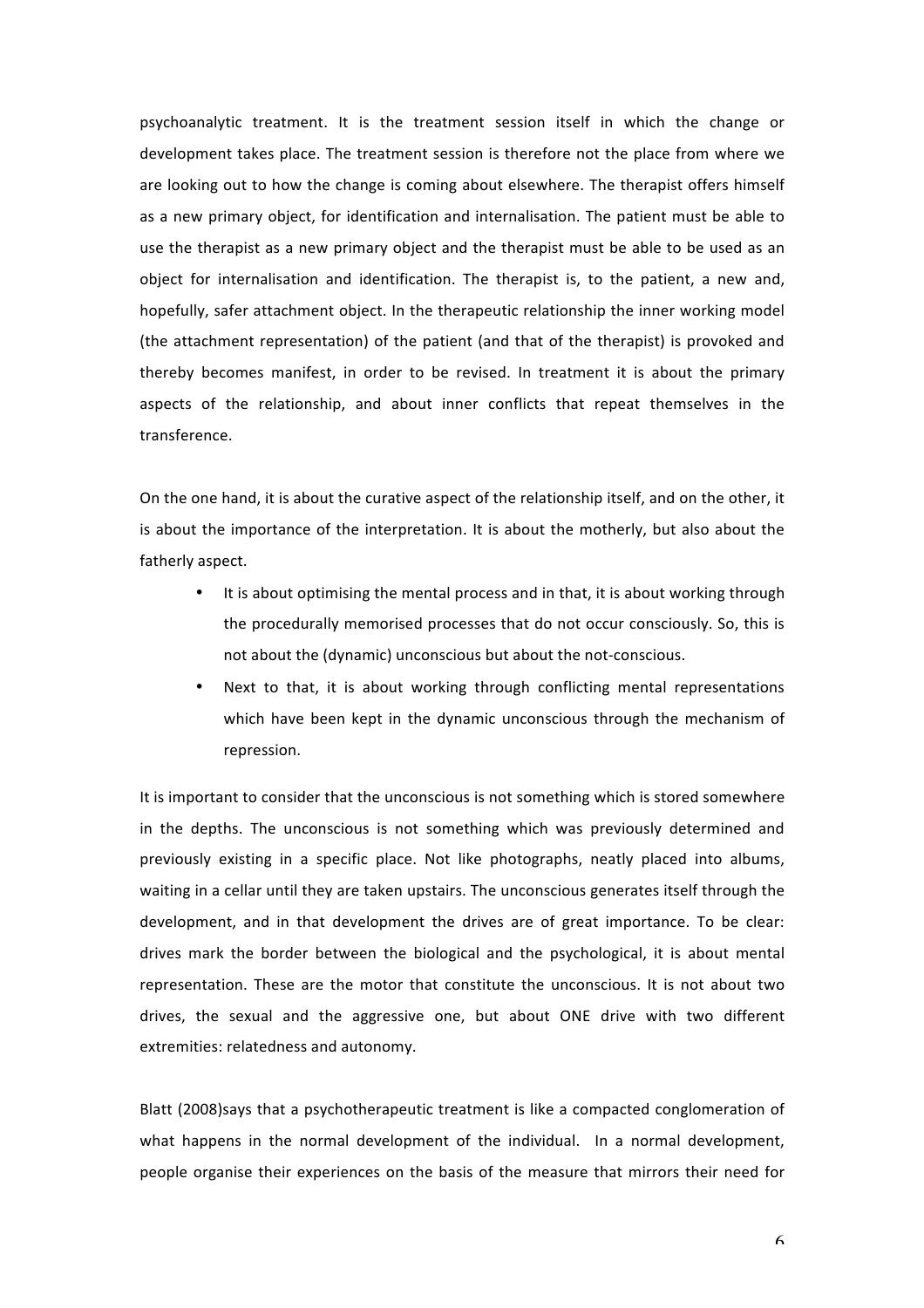psychoanalytic treatment. It is the treatment session itself in which the change or development takes place. The treatment session is therefore not the place from where we are looking out to how the change is coming about elsewhere. The therapist offers himself as a new primary object, for identification and internalisation. The patient must be able to use the therapist as a new primary object and the therapist must be able to be used as an object for internalisation and identification. The therapist is, to the patient, a new and, hopefully, safer attachment object. In the therapeutic relationship the inner working model (the attachment representation) of the patient (and that of the therapist) is provoked and thereby becomes manifest, in order to be revised. In treatment it is about the primary aspects of the relationship, and about inner conflicts that repeat themselves in the transference.

On the one hand, it is about the curative aspect of the relationship itself, and on the other, it is about the importance of the interpretation. It is about the motherly, but also about the fatherly aspect.

- It is about optimising the mental process and in that, it is about working through the procedurally memorised processes that do not occur consciously. So, this is not about the (dynamic) unconscious but about the not-conscious.
- Next to that, it is about working through conflicting mental representations which have been kept in the dynamic unconscious through the mechanism of repression.

It is important to consider that the unconscious is not something which is stored somewhere in the depths. The unconscious is not something which was previously determined and previously existing in a specific place. Not like photographs, neatly placed into albums, waiting in a cellar until they are taken upstairs. The unconscious generates itself through the development, and in that development the drives are of great importance. To be clear: drives mark the border between the biological and the psychological, it is about mental representation. These are the motor that constitute the unconscious. It is not about two drives, the sexual and the aggressive one, but about ONE drive with two different extremities: relatedness and autonomy.

Blatt (2008)says that a psychotherapeutic treatment is like a compacted conglomeration of what happens in the normal development of the individual. In a normal development, people organise their experiences on the basis of the measure that mirrors their need for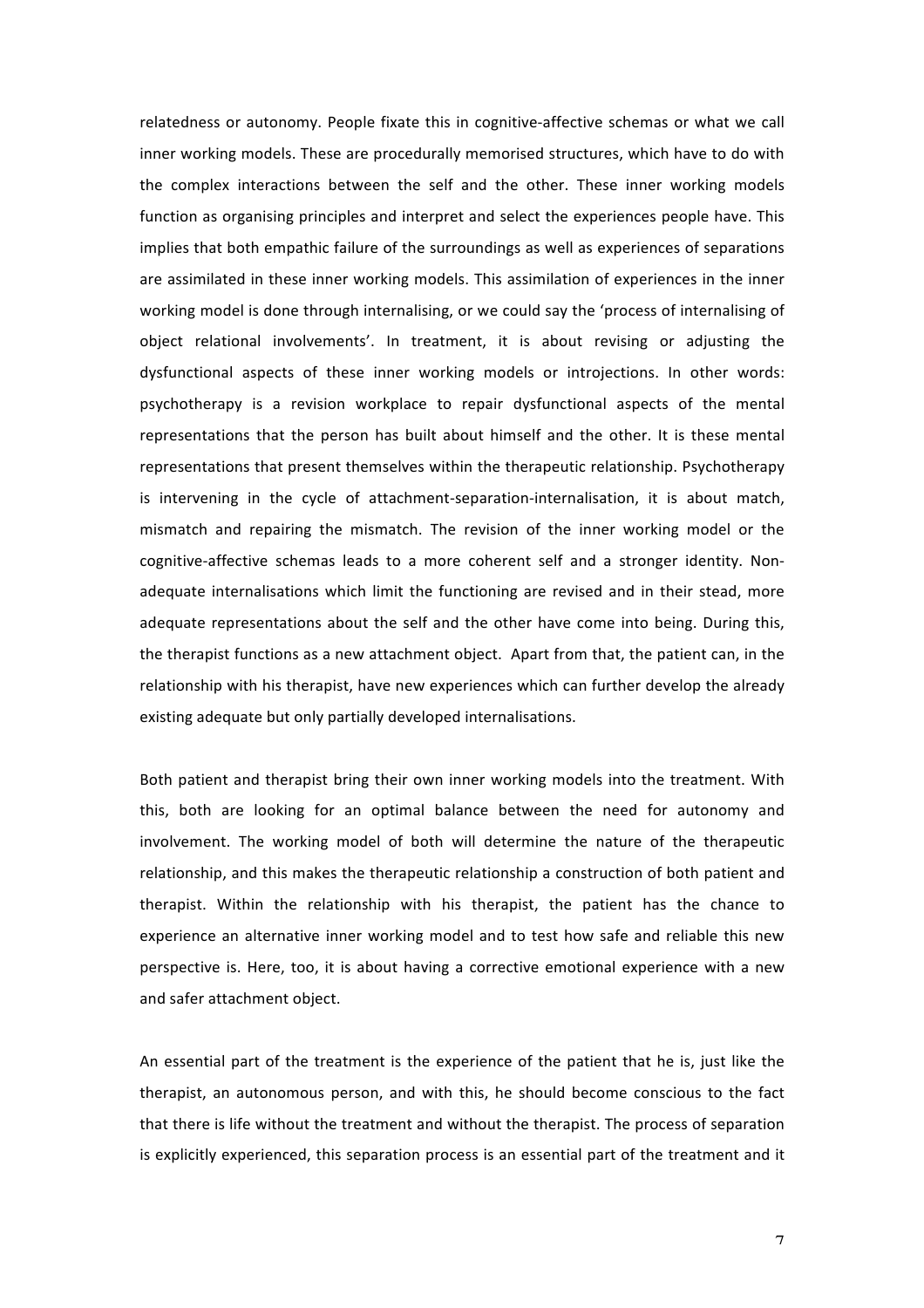relatedness or autonomy. People fixate this in cognitive-affective schemas or what we call inner working models. These are procedurally memorised structures, which have to do with the complex interactions between the self and the other. These inner working models function as organising principles and interpret and select the experiences people have. This implies that both empathic failure of the surroundings as well as experiences of separations are assimilated in these inner working models. This assimilation of experiences in the inner working model is done through internalising, or we could say the 'process of internalising of object relational involvements'. In treatment, it is about revising or adjusting the dysfunctional aspects of these inner working models or introjections. In other words: psychotherapy is a revision workplace to repair dysfunctional aspects of the mental representations that the person has built about himself and the other. It is these mental representations that present themselves within the therapeutic relationship. Psychotherapy is intervening in the cycle of attachment-separation-internalisation, it is about match, mismatch and repairing the mismatch. The revision of the inner working model or the cognitive-affective schemas leads to a more coherent self and a stronger identity. Non-adequate internalisations which limit the functioning are revised and in their stead, more adequate representations about the self and the other have come into being. During this, the therapist functions as a new attachment object. Apart from that, the patient can, in the relationship with his therapist, have new experiences which can further develop the already existing adequate but only partially developed internalisations.

Both patient and therapist bring their own inner working models into the treatment. With this, both are looking for an optimal balance between the need for autonomy and involvement. The working model of both will determine the nature of the therapeutic relationship, and this makes the therapeutic relationship a construction of both patient and therapist. Within the relationship with his therapist, the patient has the chance to experience an alternative inner working model and to test how safe and reliable this new perspective is. Here, too, it is about having a corrective emotional experience with a new and safer attachment object.

An essential part of the treatment is the experience of the patient that he is, just like the therapist, an autonomous person, and with this, he should become conscious to the fact that there is life without the treatment and without the therapist. The process of separation is explicitly experienced, this separation process is an essential part of the treatment and it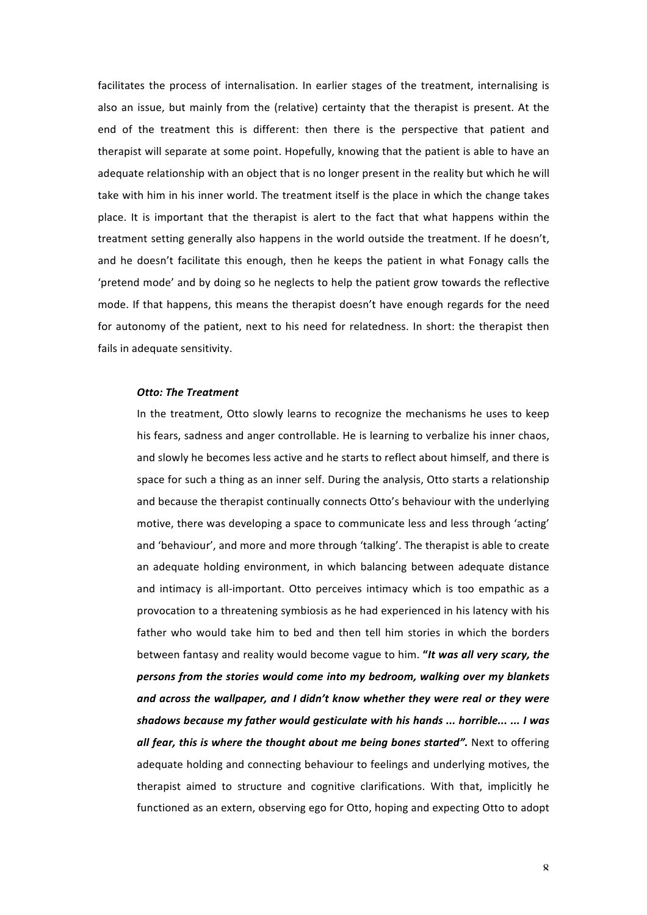facilitates the process of internalisation. In earlier stages of the treatment, internalising is also an issue, but mainly from the (relative) certainty that the therapist is present. At the end of the treatment this is different: then there is the perspective that patient and therapist will separate at some point. Hopefully, knowing that the patient is able to have an adequate relationship with an object that is no longer present in the reality but which he will take with him in his inner world. The treatment itself is the place in which the change takes place. It is important that the therapist is alert to the fact that what happens within the treatment setting generally also happens in the world outside the treatment. If he doesn't, and he doesn't facilitate this enough, then he keeps the patient in what Fonagy calls the 'pretend mode' and by doing so he neglects to help the patient grow towards the reflective mode. If that happens, this means the therapist doesn't have enough regards for the need for autonomy of the patient, next to his need for relatedness. In short: the therapist then fails in adequate sensitivity.

> ***Otto: The Treatment***
>
> In the treatment, Otto slowly learns to recognize the mechanisms he uses to keep his fears, sadness and anger controllable. He is learning to verbalize his inner chaos, and slowly he becomes less active and he starts to reflect about himself, and there is space for such a thing as an inner self. During the analysis, Otto starts a relationship and because the therapist continually connects Otto's behaviour with the underlying motive, there was developing a space to communicate less and less through 'acting' and 'behaviour', and more and more through 'talking'. The therapist is able to create an adequate holding environment, in which balancing between adequate distance and intimacy is all-important. Otto perceives intimacy which is too empathic as a provocation to a threatening symbiosis as he had experienced in his latency with his father who would take him to bed and then tell him stories in which the borders between fantasy and reality would become vague to him. **"*It was all very scary, the persons from the stories would come into my bedroom, walking over my blankets and across the wallpaper, and I didn't know whether they were real or they were shadows because my father would gesticulate with his hands ... horrible... ... I was all fear, this is where the thought about me being bones started*".** Next to offering adequate holding and connecting behaviour to feelings and underlying motives, the therapist aimed to structure and cognitive clarifications. With that, implicitly he functioned as an extern, observing ego for Otto, hoping and expecting Otto to adopt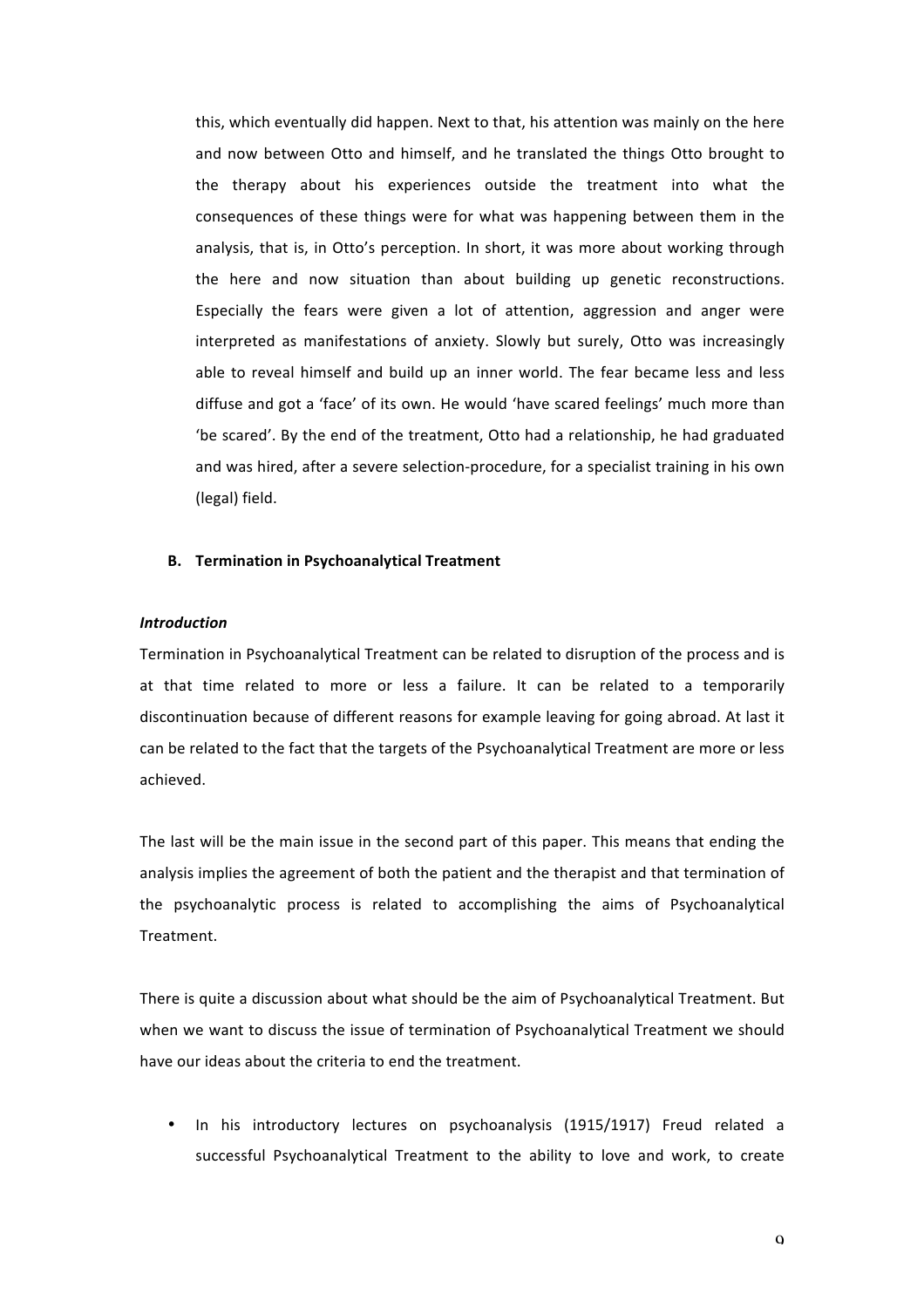this, which eventually did happen. Next to that, his attention was mainly on the here and now between Otto and himself, and he translated the things Otto brought to the therapy about his experiences outside the treatment into what the consequences of these things were for what was happening between them in the analysis, that is, in Otto's perception. In short, it was more about working through the here and now situation than about building up genetic reconstructions. Especially the fears were given a lot of attention, aggression and anger were interpreted as manifestations of anxiety. Slowly but surely, Otto was increasingly able to reveal himself and build up an inner world. The fear became less and less diffuse and got a 'face' of its own. He would 'have scared feelings' much more than 'be scared'. By the end of the treatment, Otto had a relationship, he had graduated and was hired, after a severe selection-procedure, for a specialist training in his own (legal) field.

## B. Termination in Psychoanalytical Treatment

***Introduction***

Termination in Psychoanalytical Treatment can be related to disruption of the process and is at that time related to more or less a failure. It can be related to a temporarily discontinuation because of different reasons for example leaving for going abroad. At last it can be related to the fact that the targets of the Psychoanalytical Treatment are more or less achieved.

The last will be the main issue in the second part of this paper. This means that ending the analysis implies the agreement of both the patient and the therapist and that termination of the psychoanalytic process is related to accomplishing the aims of Psychoanalytical Treatment.

There is quite a discussion about what should be the aim of Psychoanalytical Treatment. But when we want to discuss the issue of termination of Psychoanalytical Treatment we should have our ideas about the criteria to end the treatment.

- In his introductory lectures on psychoanalysis (1915/1917) Freud related a successful Psychoanalytical Treatment to the ability to love and work, to create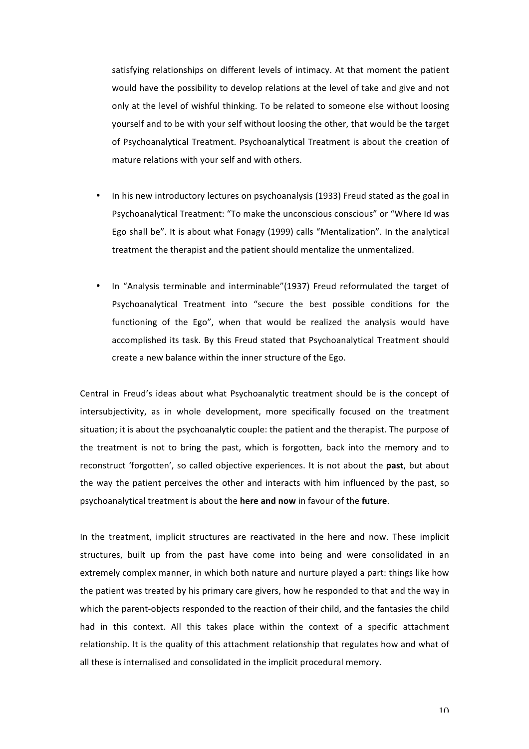satisfying relationships on different levels of intimacy. At that moment the patient would have the possibility to develop relations at the level of take and give and not only at the level of wishful thinking. To be related to someone else without loosing yourself and to be with your self without loosing the other, that would be the target of Psychoanalytical Treatment. Psychoanalytical Treatment is about the creation of mature relations with your self and with others.

- In his new introductory lectures on psychoanalysis (1933) Freud stated as the goal in Psychoanalytical Treatment: "To make the unconscious conscious" or "Where Id was Ego shall be". It is about what Fonagy (1999) calls "Mentalization". In the analytical treatment the therapist and the patient should mentalize the unmentalized.

- In "Analysis terminable and interminable"(1937) Freud reformulated the target of Psychoanalytical Treatment into "secure the best possible conditions for the functioning of the Ego", when that would be realized the analysis would have accomplished its task. By this Freud stated that Psychoanalytical Treatment should create a new balance within the inner structure of the Ego.

Central in Freud's ideas about what Psychoanalytic treatment should be is the concept of intersubjectivity, as in whole development, more specifically focused on the treatment situation; it is about the psychoanalytic couple: the patient and the therapist. The purpose of the treatment is not to bring the past, which is forgotten, back into the memory and to reconstruct 'forgotten', so called objective experiences. It is not about the **past**, but about the way the patient perceives the other and interacts with him influenced by the past, so psychoanalytical treatment is about the **here and now** in favour of the **future**.

In the treatment, implicit structures are reactivated in the here and now. These implicit structures, built up from the past have come into being and were consolidated in an extremely complex manner, in which both nature and nurture played a part: things like how the patient was treated by his primary care givers, how he responded to that and the way in which the parent-objects responded to the reaction of their child, and the fantasies the child had in this context. All this takes place within the context of a specific attachment relationship. It is the quality of this attachment relationship that regulates how and what of all these is internalised and consolidated in the implicit procedural memory.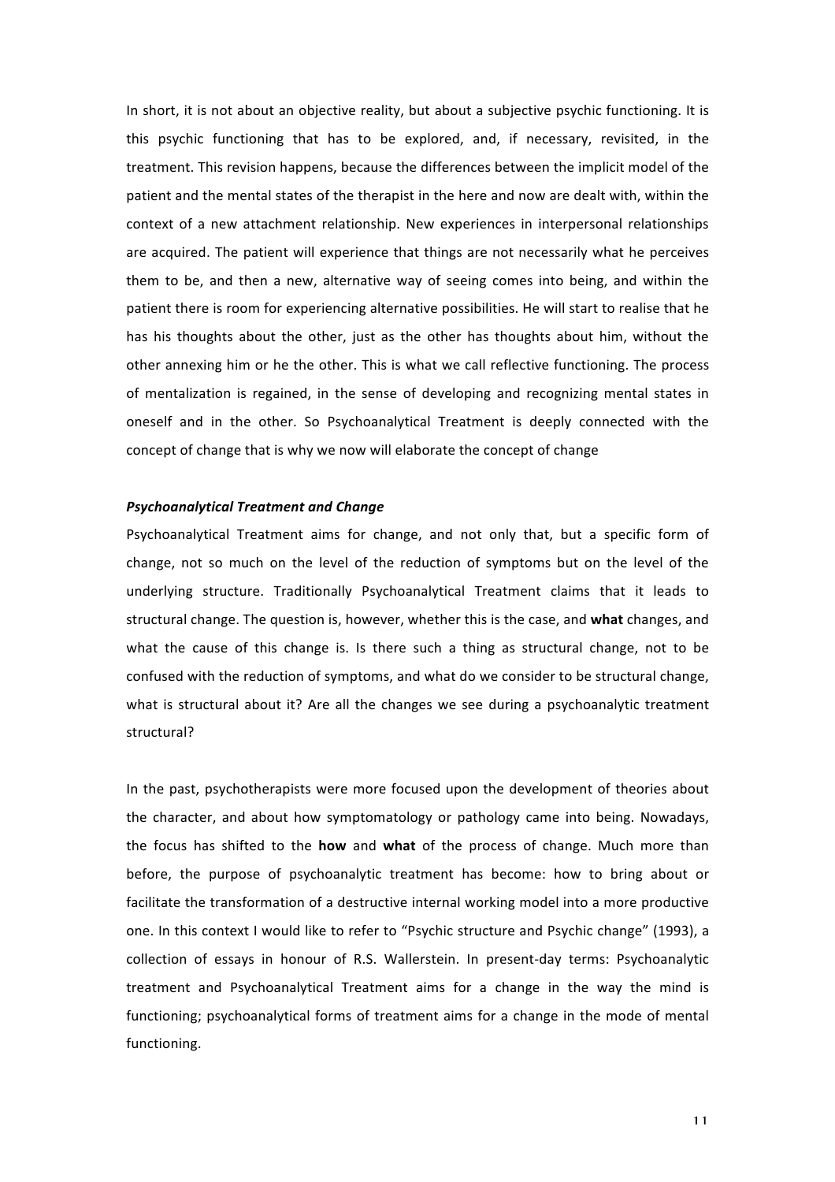In short, it is not about an objective reality, but about a subjective psychic functioning. It is this psychic functioning that has to be explored, and, if necessary, revisited, in the treatment. This revision happens, because the differences between the implicit model of the patient and the mental states of the therapist in the here and now are dealt with, within the context of a new attachment relationship. New experiences in interpersonal relationships are acquired. The patient will experience that things are not necessarily what he perceives them to be, and then a new, alternative way of seeing comes into being, and within the patient there is room for experiencing alternative possibilities. He will start to realise that he has his thoughts about the other, just as the other has thoughts about him, without the other annexing him or he the other. This is what we call reflective functioning. The process of mentalization is regained, in the sense of developing and recognizing mental states in oneself and in the other. So Psychoanalytical Treatment is deeply connected with the concept of change that is why we now will elaborate the concept of change

***Psychoanalytical Treatment and Change***

Psychoanalytical Treatment aims for change, and not only that, but a specific form of change, not so much on the level of the reduction of symptoms but on the level of the underlying structure. Traditionally Psychoanalytical Treatment claims that it leads to structural change. The question is, however, whether this is the case, and **what** changes, and what the cause of this change is. Is there such a thing as structural change, not to be confused with the reduction of symptoms, and what do we consider to be structural change, what is structural about it? Are all the changes we see during a psychoanalytic treatment structural?

In the past, psychotherapists were more focused upon the development of theories about the character, and about how symptomatology or pathology came into being. Nowadays, the focus has shifted to the **how** and **what** of the process of change. Much more than before, the purpose of psychoanalytic treatment has become: how to bring about or facilitate the transformation of a destructive internal working model into a more productive one. In this context I would like to refer to "Psychic structure and Psychic change" (1993), a collection of essays in honour of R.S. Wallerstein. In present-day terms: Psychoanalytic treatment and Psychoanalytical Treatment aims for a change in the way the mind is functioning; psychoanalytical forms of treatment aims for a change in the mode of mental functioning.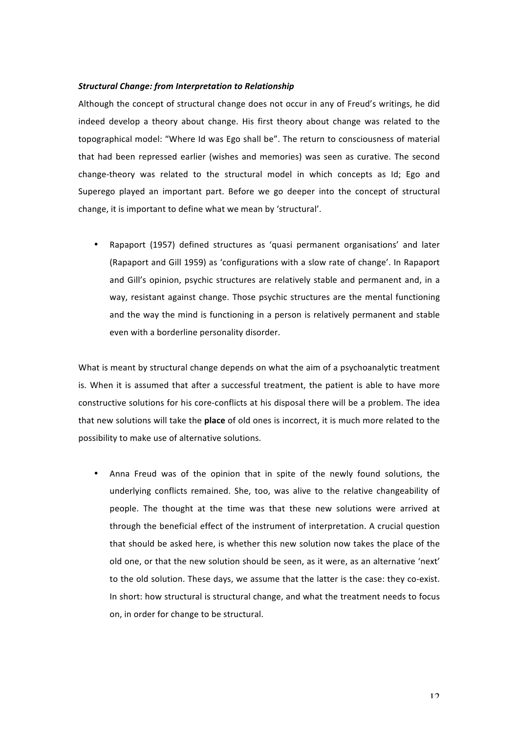***Structural Change: from Interpretation to Relationship***

Although the concept of structural change does not occur in any of Freud's writings, he did indeed develop a theory about change. His first theory about change was related to the topographical model: "Where Id was Ego shall be". The return to consciousness of material that had been repressed earlier (wishes and memories) was seen as curative. The second change-theory was related to the structural model in which concepts as Id; Ego and Superego played an important part. Before we go deeper into the concept of structural change, it is important to define what we mean by 'structural'.

- Rapaport (1957) defined structures as 'quasi permanent organisations' and later (Rapaport and Gill 1959) as 'configurations with a slow rate of change'. In Rapaport and Gill's opinion, psychic structures are relatively stable and permanent and, in a way, resistant against change. Those psychic structures are the mental functioning and the way the mind is functioning in a person is relatively permanent and stable even with a borderline personality disorder.

What is meant by structural change depends on what the aim of a psychoanalytic treatment is. When it is assumed that after a successful treatment, the patient is able to have more constructive solutions for his core-conflicts at his disposal there will be a problem. The idea that new solutions will take the **place** of old ones is incorrect, it is much more related to the possibility to make use of alternative solutions.

- Anna Freud was of the opinion that in spite of the newly found solutions, the underlying conflicts remained. She, too, was alive to the relative changeability of people. The thought at the time was that these new solutions were arrived at through the beneficial effect of the instrument of interpretation. A crucial question that should be asked here, is whether this new solution now takes the place of the old one, or that the new solution should be seen, as it were, as an alternative 'next' to the old solution. These days, we assume that the latter is the case: they co-exist. In short: how structural is structural change, and what the treatment needs to focus on, in order for change to be structural.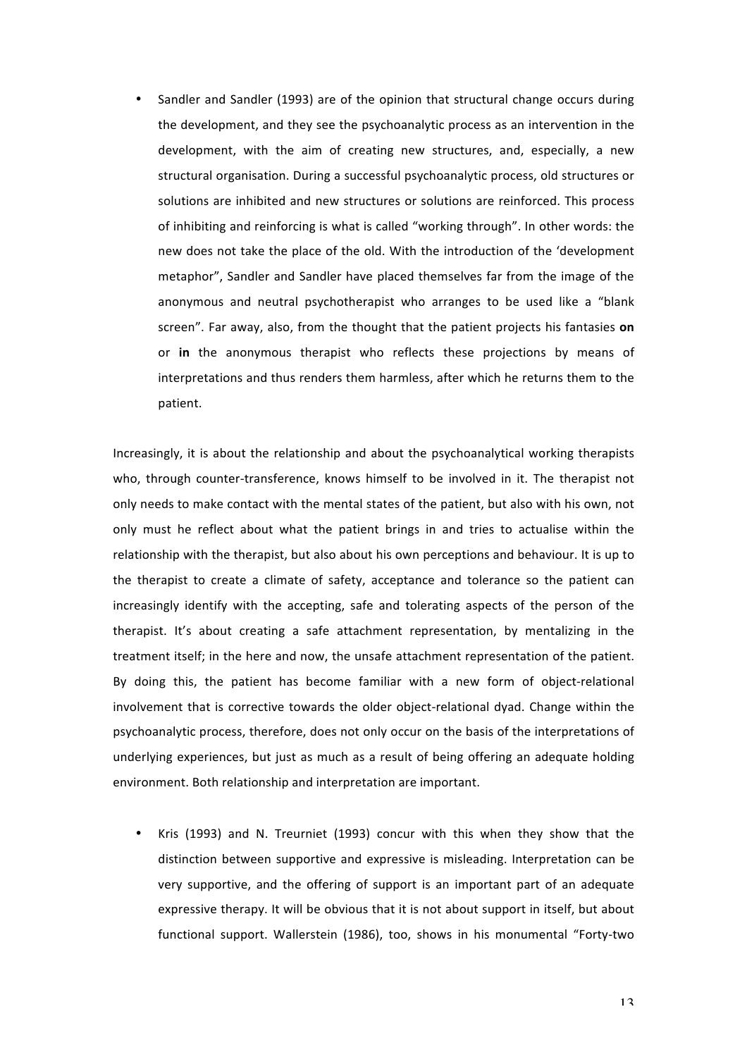- Sandler and Sandler (1993) are of the opinion that structural change occurs during the development, and they see the psychoanalytic process as an intervention in the development, with the aim of creating new structures, and, especially, a new structural organisation. During a successful psychoanalytic process, old structures or solutions are inhibited and new structures or solutions are reinforced. This process of inhibiting and reinforcing is what is called "working through". In other words: the new does not take the place of the old. With the introduction of the 'development metaphor", Sandler and Sandler have placed themselves far from the image of the anonymous and neutral psychotherapist who arranges to be used like a "blank screen". Far away, also, from the thought that the patient projects his fantasies **on** or **in** the anonymous therapist who reflects these projections by means of interpretations and thus renders them harmless, after which he returns them to the patient.

Increasingly, it is about the relationship and about the psychoanalytical working therapists who, through counter-transference, knows himself to be involved in it. The therapist not only needs to make contact with the mental states of the patient, but also with his own, not only must he reflect about what the patient brings in and tries to actualise within the relationship with the therapist, but also about his own perceptions and behaviour. It is up to the therapist to create a climate of safety, acceptance and tolerance so the patient can increasingly identify with the accepting, safe and tolerating aspects of the person of the therapist. It's about creating a safe attachment representation, by mentalizing in the treatment itself; in the here and now, the unsafe attachment representation of the patient. By doing this, the patient has become familiar with a new form of object-relational involvement that is corrective towards the older object-relational dyad. Change within the psychoanalytic process, therefore, does not only occur on the basis of the interpretations of underlying experiences, but just as much as a result of being offering an adequate holding environment. Both relationship and interpretation are important.

- Kris (1993) and N. Treurniet (1993) concur with this when they show that the distinction between supportive and expressive is misleading. Interpretation can be very supportive, and the offering of support is an important part of an adequate expressive therapy. It will be obvious that it is not about support in itself, but about functional support. Wallerstein (1986), too, shows in his monumental "Forty-two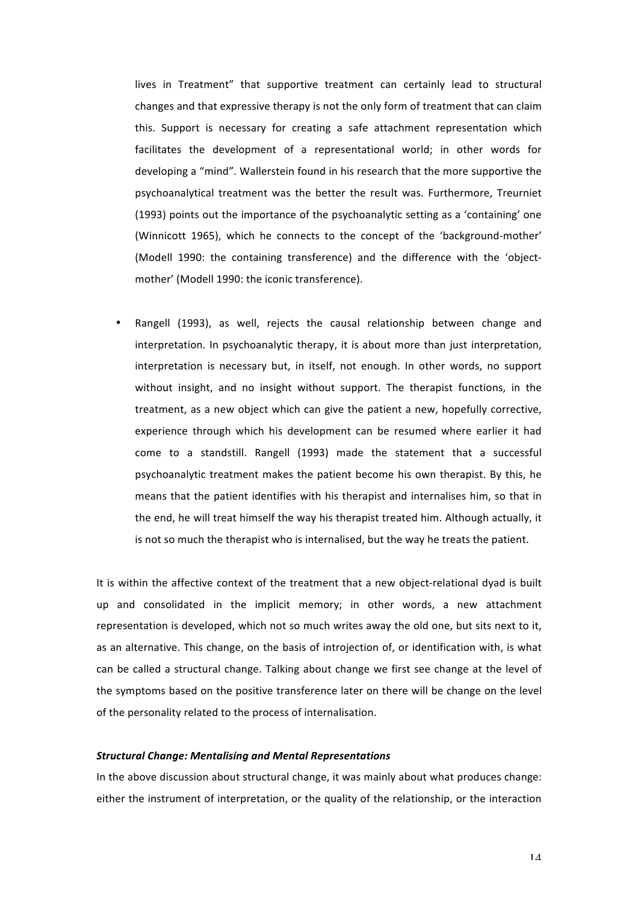lives in Treatment" that supportive treatment can certainly lead to structural changes and that expressive therapy is not the only form of treatment that can claim this. Support is necessary for creating a safe attachment representation which facilitates the development of a representational world; in other words for developing a "mind". Wallerstein found in his research that the more supportive the psychoanalytical treatment was the better the result was. Furthermore, Treurniet (1993) points out the importance of the psychoanalytic setting as a 'containing' one (Winnicott 1965), which he connects to the concept of the 'background-mother' (Modell 1990: the containing transference) and the difference with the 'object-mother' (Modell 1990: the iconic transference).

- Rangell (1993), as well, rejects the causal relationship between change and interpretation. In psychoanalytic therapy, it is about more than just interpretation, interpretation is necessary but, in itself, not enough. In other words, no support without insight, and no insight without support. The therapist functions, in the treatment, as a new object which can give the patient a new, hopefully corrective, experience through which his development can be resumed where earlier it had come to a standstill. Rangell (1993) made the statement that a successful psychoanalytic treatment makes the patient become his own therapist. By this, he means that the patient identifies with his therapist and internalises him, so that in the end, he will treat himself the way his therapist treated him. Although actually, it is not so much the therapist who is internalised, but the way he treats the patient.

It is within the affective context of the treatment that a new object-relational dyad is built up and consolidated in the implicit memory; in other words, a new attachment representation is developed, which not so much writes away the old one, but sits next to it, as an alternative. This change, on the basis of introjection of, or identification with, is what can be called a structural change. Talking about change we first see change at the level of the symptoms based on the positive transference later on there will be change on the level of the personality related to the process of internalisation.

#### *Structural Change: Mentalising and Mental Representations*

In the above discussion about structural change, it was mainly about what produces change: either the instrument of interpretation, or the quality of the relationship, or the interaction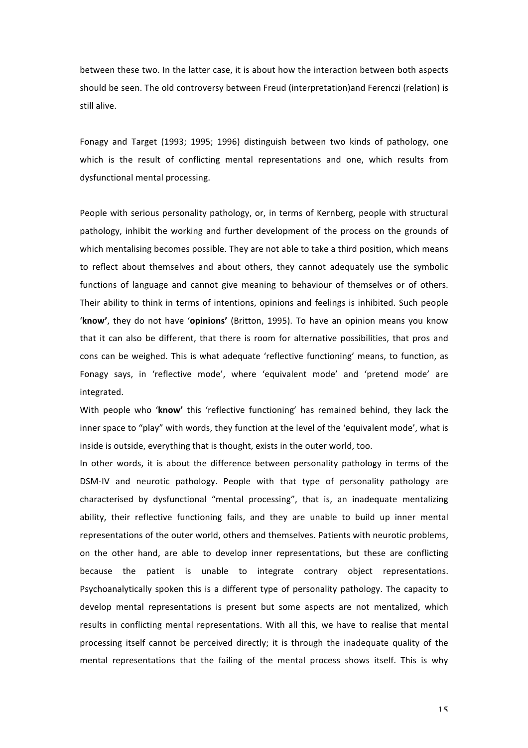between these two. In the latter case, it is about how the interaction between both aspects should be seen. The old controversy between Freud (interpretation)and Ferenczi (relation) is still alive.

Fonagy and Target (1993; 1995; 1996) distinguish between two kinds of pathology, one which is the result of conflicting mental representations and one, which results from dysfunctional mental processing.

People with serious personality pathology, or, in terms of Kernberg, people with structural pathology, inhibit the working and further development of the process on the grounds of which mentalising becomes possible. They are not able to take a third position, which means to reflect about themselves and about others, they cannot adequately use the symbolic functions of language and cannot give meaning to behaviour of themselves or of others. Their ability to think in terms of intentions, opinions and feelings is inhibited. Such people '**know'**, they do not have '**opinions'** (Britton, 1995). To have an opinion means you know that it can also be different, that there is room for alternative possibilities, that pros and cons can be weighed. This is what adequate 'reflective functioning' means, to function, as Fonagy says, in 'reflective mode', where 'equivalent mode' and 'pretend mode' are integrated.

With people who '**know'** this 'reflective functioning' has remained behind, they lack the inner space to "play" with words, they function at the level of the 'equivalent mode', what is inside is outside, everything that is thought, exists in the outer world, too.

In other words, it is about the difference between personality pathology in terms of the DSM-IV and neurotic pathology. People with that type of personality pathology are characterised by dysfunctional "mental processing", that is, an inadequate mentalizing ability, their reflective functioning fails, and they are unable to build up inner mental representations of the outer world, others and themselves. Patients with neurotic problems, on the other hand, are able to develop inner representations, but these are conflicting because the patient is unable to integrate contrary object representations. Psychoanalytically spoken this is a different type of personality pathology. The capacity to develop mental representations is present but some aspects are not mentalized, which results in conflicting mental representations. With all this, we have to realise that mental processing itself cannot be perceived directly; it is through the inadequate quality of the mental representations that the failing of the mental process shows itself. This is why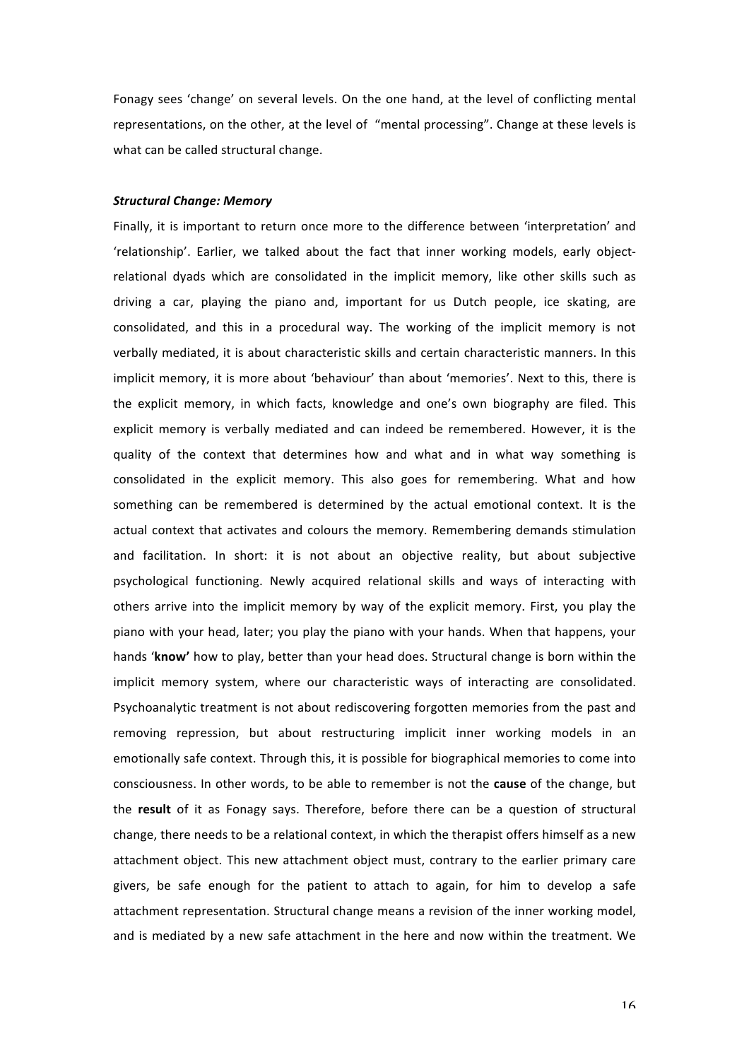Fonagy sees 'change' on several levels. On the one hand, at the level of conflicting mental representations, on the other, at the level of "mental processing". Change at these levels is what can be called structural change.

### ***Structural Change: Memory***

Finally, it is important to return once more to the difference between 'interpretation' and 'relationship'. Earlier, we talked about the fact that inner working models, early object-relational dyads which are consolidated in the implicit memory, like other skills such as driving a car, playing the piano and, important for us Dutch people, ice skating, are consolidated, and this in a procedural way. The working of the implicit memory is not verbally mediated, it is about characteristic skills and certain characteristic manners. In this implicit memory, it is more about 'behaviour' than about 'memories'. Next to this, there is the explicit memory, in which facts, knowledge and one's own biography are filed. This explicit memory is verbally mediated and can indeed be remembered. However, it is the quality of the context that determines how and what and in what way something is consolidated in the explicit memory. This also goes for remembering. What and how something can be remembered is determined by the actual emotional context. It is the actual context that activates and colours the memory. Remembering demands stimulation and facilitation. In short: it is not about an objective reality, but about subjective psychological functioning. Newly acquired relational skills and ways of interacting with others arrive into the implicit memory by way of the explicit memory. First, you play the piano with your head, later; you play the piano with your hands. When that happens, your hands '**know'** how to play, better than your head does. Structural change is born within the implicit memory system, where our characteristic ways of interacting are consolidated. Psychoanalytic treatment is not about rediscovering forgotten memories from the past and removing repression, but about restructuring implicit inner working models in an emotionally safe context. Through this, it is possible for biographical memories to come into consciousness. In other words, to be able to remember is not the **cause** of the change, but the **result** of it as Fonagy says. Therefore, before there can be a question of structural change, there needs to be a relational context, in which the therapist offers himself as a new attachment object. This new attachment object must, contrary to the earlier primary care givers, be safe enough for the patient to attach to again, for him to develop a safe attachment representation. Structural change means a revision of the inner working model, and is mediated by a new safe attachment in the here and now within the treatment. We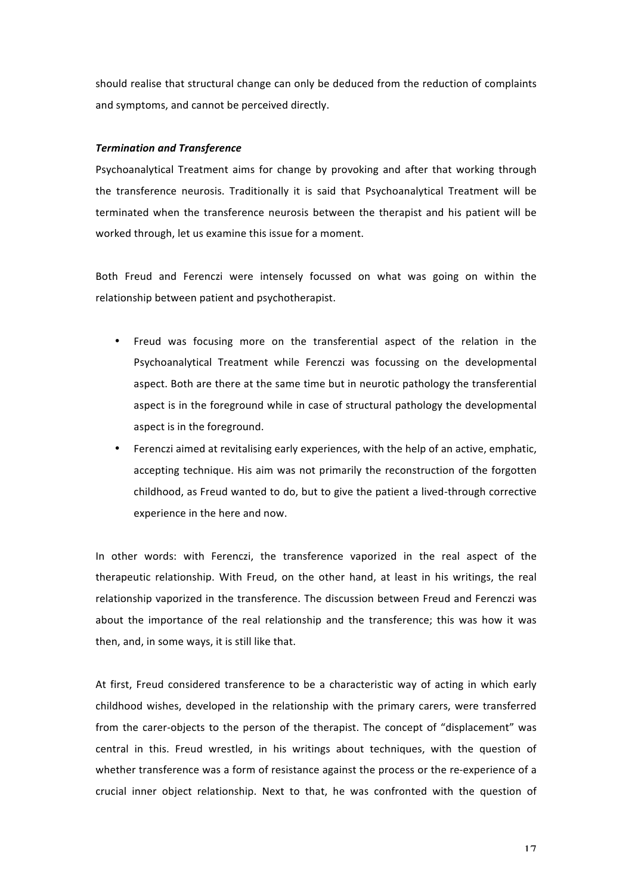should realise that structural change can only be deduced from the reduction of complaints and symptoms, and cannot be perceived directly.

***Termination and Transference***

Psychoanalytical Treatment aims for change by provoking and after that working through the transference neurosis. Traditionally it is said that Psychoanalytical Treatment will be terminated when the transference neurosis between the therapist and his patient will be worked through, let us examine this issue for a moment.

Both Freud and Ferenczi were intensely focussed on what was going on within the relationship between patient and psychotherapist.

- Freud was focusing more on the transferential aspect of the relation in the Psychoanalytical Treatment while Ferenczi was focussing on the developmental aspect. Both are there at the same time but in neurotic pathology the transferential aspect is in the foreground while in case of structural pathology the developmental aspect is in the foreground.
- Ferenczi aimed at revitalising early experiences, with the help of an active, emphatic, accepting technique. His aim was not primarily the reconstruction of the forgotten childhood, as Freud wanted to do, but to give the patient a lived-through corrective experience in the here and now.

In other words: with Ferenczi, the transference vaporized in the real aspect of the therapeutic relationship. With Freud, on the other hand, at least in his writings, the real relationship vaporized in the transference. The discussion between Freud and Ferenczi was about the importance of the real relationship and the transference; this was how it was then, and, in some ways, it is still like that.

At first, Freud considered transference to be a characteristic way of acting in which early childhood wishes, developed in the relationship with the primary carers, were transferred from the carer-objects to the person of the therapist. The concept of "displacement" was central in this. Freud wrestled, in his writings about techniques, with the question of whether transference was a form of resistance against the process or the re-experience of a crucial inner object relationship. Next to that, he was confronted with the question of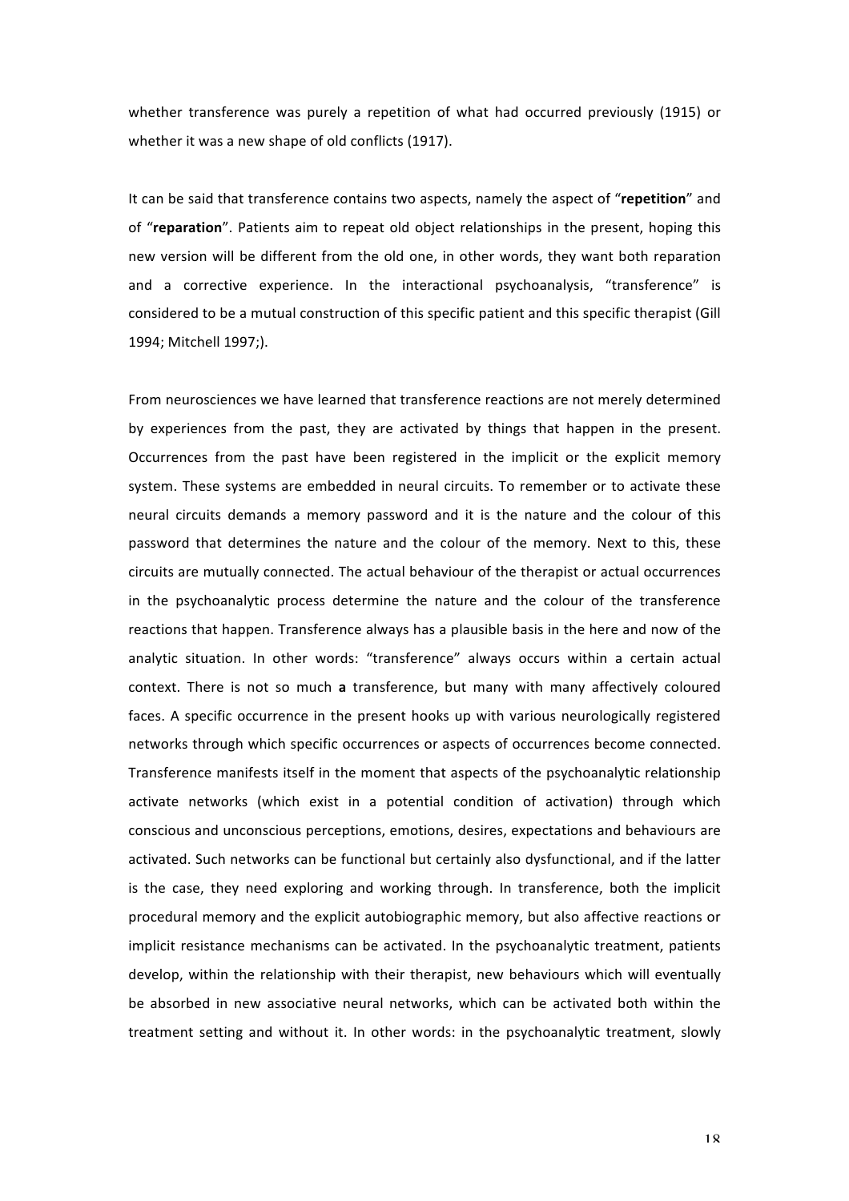whether transference was purely a repetition of what had occurred previously (1915) or whether it was a new shape of old conflicts (1917).

It can be said that transference contains two aspects, namely the aspect of "**repetition**" and of "**reparation**". Patients aim to repeat old object relationships in the present, hoping this new version will be different from the old one, in other words, they want both reparation and a corrective experience. In the interactional psychoanalysis, "transference" is considered to be a mutual construction of this specific patient and this specific therapist (Gill 1994; Mitchell 1997;).

From neurosciences we have learned that transference reactions are not merely determined by experiences from the past, they are activated by things that happen in the present. Occurrences from the past have been registered in the implicit or the explicit memory system. These systems are embedded in neural circuits. To remember or to activate these neural circuits demands a memory password and it is the nature and the colour of this password that determines the nature and the colour of the memory. Next to this, these circuits are mutually connected. The actual behaviour of the therapist or actual occurrences in the psychoanalytic process determine the nature and the colour of the transference reactions that happen. Transference always has a plausible basis in the here and now of the analytic situation. In other words: "transference" always occurs within a certain actual context. There is not so much **a** transference, but many with many affectively coloured faces. A specific occurrence in the present hooks up with various neurologically registered networks through which specific occurrences or aspects of occurrences become connected. Transference manifests itself in the moment that aspects of the psychoanalytic relationship activate networks (which exist in a potential condition of activation) through which conscious and unconscious perceptions, emotions, desires, expectations and behaviours are activated. Such networks can be functional but certainly also dysfunctional, and if the latter is the case, they need exploring and working through. In transference, both the implicit procedural memory and the explicit autobiographic memory, but also affective reactions or implicit resistance mechanisms can be activated. In the psychoanalytic treatment, patients develop, within the relationship with their therapist, new behaviours which will eventually be absorbed in new associative neural networks, which can be activated both within the treatment setting and without it. In other words: in the psychoanalytic treatment, slowly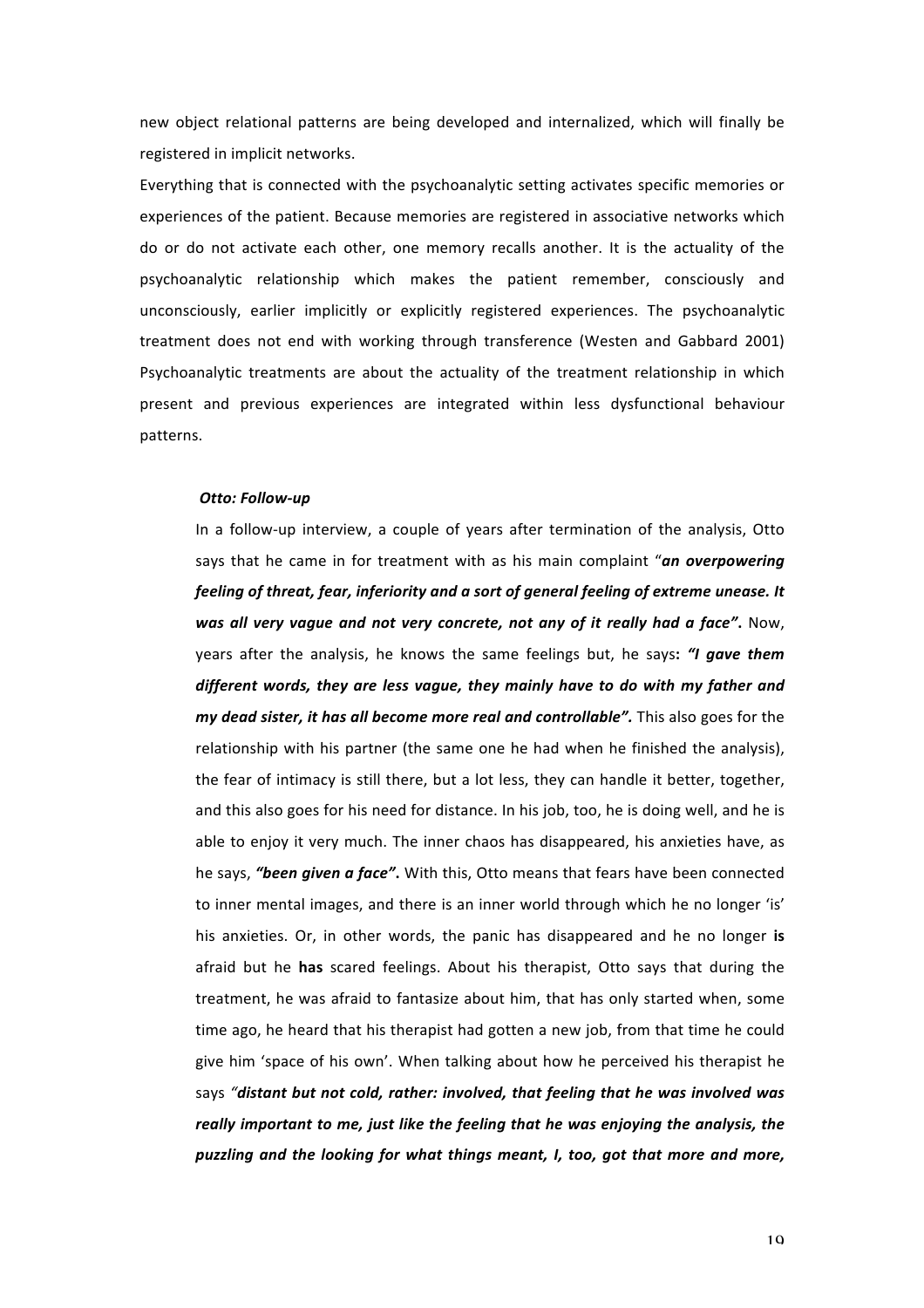new object relational patterns are being developed and internalized, which will finally be registered in implicit networks.

Everything that is connected with the psychoanalytic setting activates specific memories or experiences of the patient. Because memories are registered in associative networks which do or do not activate each other, one memory recalls another. It is the actuality of the psychoanalytic relationship which makes the patient remember, consciously and unconsciously, earlier implicitly or explicitly registered experiences. The psychoanalytic treatment does not end with working through transference (Westen and Gabbard 2001) Psychoanalytic treatments are about the actuality of the treatment relationship in which present and previous experiences are integrated within less dysfunctional behaviour patterns.

***Otto: Follow-up***

In a follow-up interview, a couple of years after termination of the analysis, Otto says that he came in for treatment with as his main complaint "***an overpowering feeling of threat, fear, inferiority and a sort of general feeling of extreme unease. It was all very vague and not very concrete, not any of it really had a face"***. Now, years after the analysis, he knows the same feelings but, he says**: *"I gave them different words, they are less vague, they mainly have to do with my father and my dead sister, it has all become more real and controllable".*** This also goes for the relationship with his partner (the same one he had when he finished the analysis), the fear of intimacy is still there, but a lot less, they can handle it better, together, and this also goes for his need for distance. In his job, too, he is doing well, and he is able to enjoy it very much. The inner chaos has disappeared, his anxieties have, as he says, ***"been given a face"***. With this, Otto means that fears have been connected to inner mental images, and there is an inner world through which he no longer 'is' his anxieties. Or, in other words, the panic has disappeared and he no longer **is** afraid but he **has** scared feelings. About his therapist, Otto says that during the treatment, he was afraid to fantasize about him, that has only started when, some time ago, he heard that his therapist had gotten a new job, from that time he could give him 'space of his own'. When talking about how he perceived his therapist he says *"**distant but not cold, rather: involved, that feeling that he was involved was really important to me, just like the feeling that he was enjoying the analysis, the puzzling and the looking for what things meant, I, too, got that more and more,***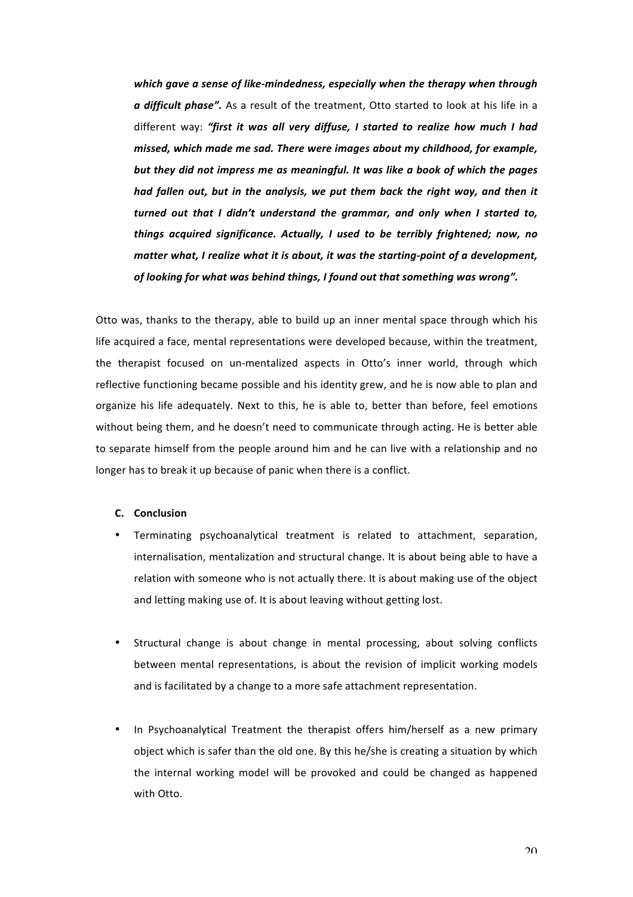> ***which gave a sense of like-mindedness, especially when the therapy when through a difficult phase".*** As a result of the treatment, Otto started to look at his life in a different way: ***"first it was all very diffuse, I started to realize how much I had missed, which made me sad. There were images about my childhood, for example, but they did not impress me as meaningful. It was like a book of which the pages had fallen out, but in the analysis, we put them back the right way, and then it turned out that I didn't understand the grammar, and only when I started to, things acquired significance. Actually, I used to be terribly frightened; now, no matter what, I realize what it is about, it was the starting-point of a development, of looking for what was behind things, I found out that something was wrong".***

Otto was, thanks to the therapy, able to build up an inner mental space through which his life acquired a face, mental representations were developed because, within the treatment, the therapist focused on un-mentalized aspects in Otto's inner world, through which reflective functioning became possible and his identity grew, and he is now able to plan and organize his life adequately. Next to this, he is able to, better than before, feel emotions without being them, and he doesn't need to communicate through acting. He is better able to separate himself from the people around him and he can live with a relationship and no longer has to break it up because of panic when there is a conflict.

**C. Conclusion**

- Terminating psychoanalytical treatment is related to attachment, separation, internalisation, mentalization and structural change. It is about being able to have a relation with someone who is not actually there. It is about making use of the object and letting making use of. It is about leaving without getting lost.

- Structural change is about change in mental processing, about solving conflicts between mental representations, is about the revision of implicit working models and is facilitated by a change to a more safe attachment representation.

- In Psychoanalytical Treatment the therapist offers him/herself as a new primary object which is safer than the old one. By this he/she is creating a situation by which the internal working model will be provoked and could be changed as happened with Otto.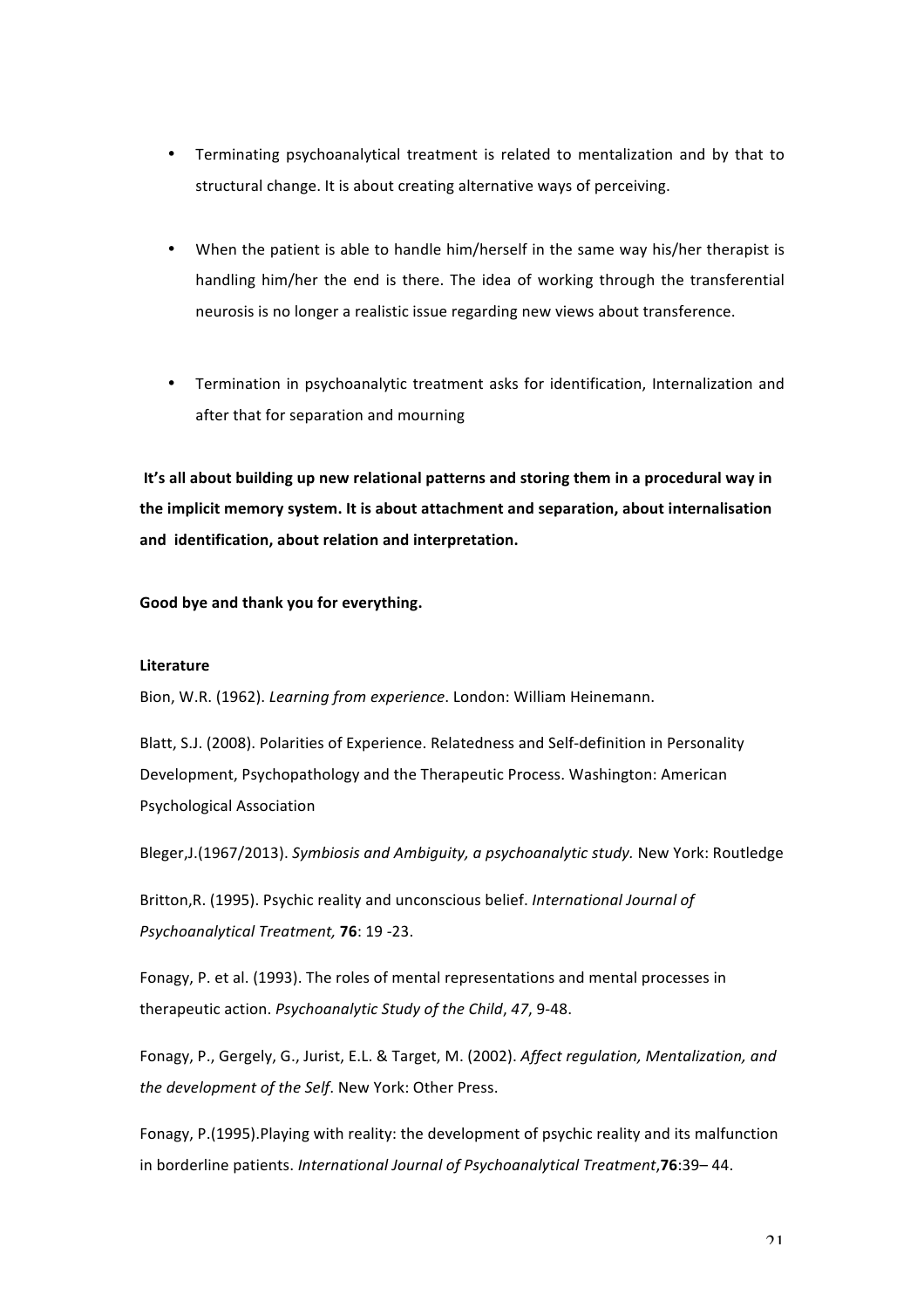- Terminating psychoanalytical treatment is related to mentalization and by that to structural change. It is about creating alternative ways of perceiving.

- When the patient is able to handle him/herself in the same way his/her therapist is handling him/her the end is there. The idea of working through the transferential neurosis is no longer a realistic issue regarding new views about transference.

- Termination in psychoanalytic treatment asks for identification, Internalization and after that for separation and mourning

**It's all about building up new relational patterns and storing them in a procedural way in the implicit memory system. It is about attachment and separation, about internalisation and identification, about relation and interpretation.**

**Good bye and thank you for everything.**

**Literature**

Bion, W.R. (1962). *Learning from experience*. London: William Heinemann.

Blatt, S.J. (2008). Polarities of Experience. Relatedness and Self-definition in Personality Development, Psychopathology and the Therapeutic Process. Washington: American Psychological Association

Bleger,J.(1967/2013). *Symbiosis and Ambiguity, a psychoanalytic study.* New York: Routledge

Britton,R. (1995). Psychic reality and unconscious belief. *International Journal of Psychoanalytical Treatment,* **76**: 19 -23.

Fonagy, P. et al. (1993). The roles of mental representations and mental processes in therapeutic action. *Psychoanalytic Study of the Child*, *47*, 9-48.

Fonagy, P., Gergely, G., Jurist, E.L. & Target, M. (2002). *Affect regulation, Mentalization, and the development of the Self*. New York: Other Press.

Fonagy, P.(1995).Playing with reality: the development of psychic reality and its malfunction in borderline patients. *International Journal of Psychoanalytical Treatment*,**76**:39– 44.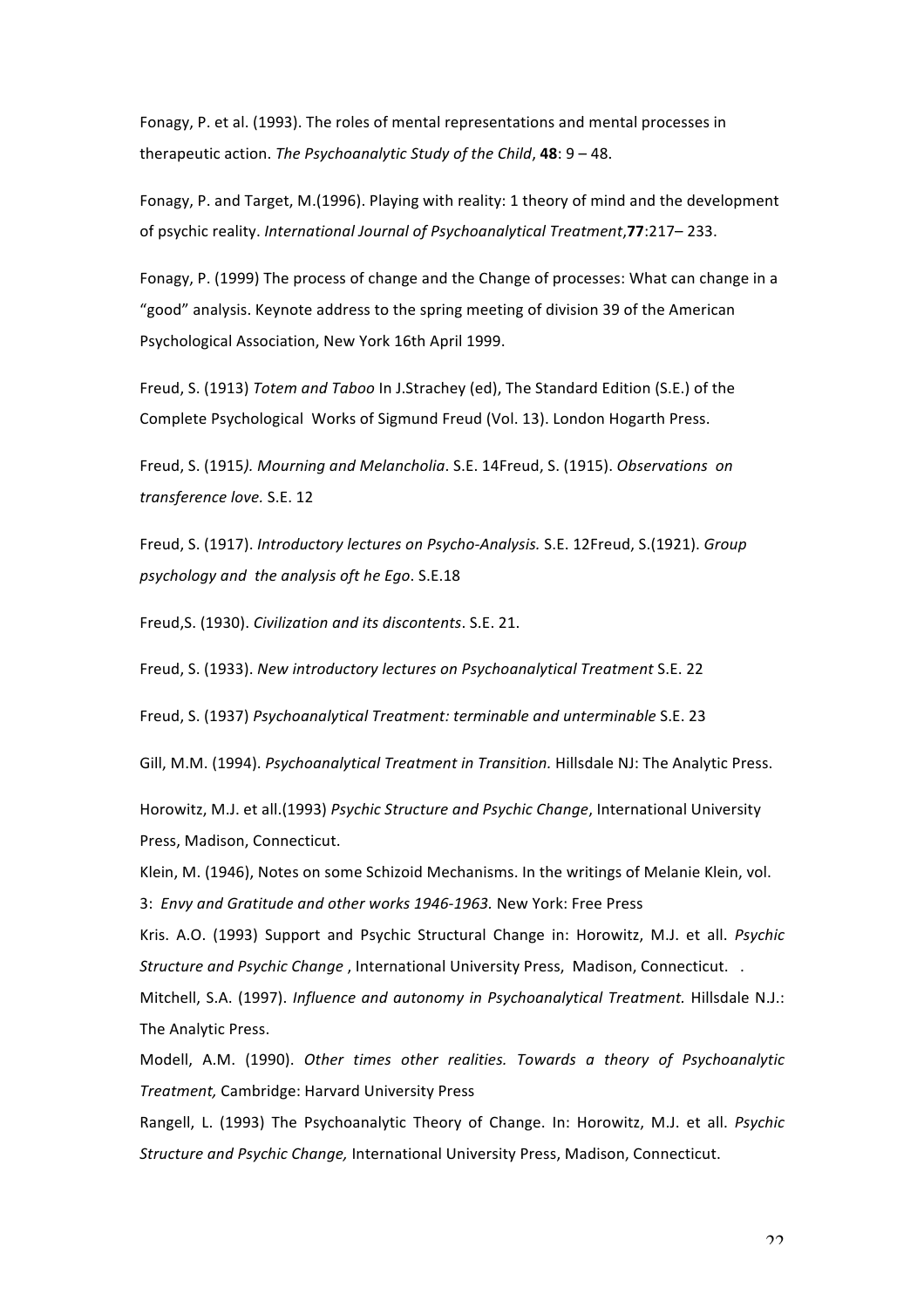Fonagy, P. et al. (1993). The roles of mental representations and mental processes in therapeutic action. *The Psychoanalytic Study of the Child*, **48**: 9 – 48.

Fonagy, P. and Target, M.(1996). Playing with reality: 1 theory of mind and the development of psychic reality. *International Journal of Psychoanalytical Treatment*,**77**:217– 233.

Fonagy, P. (1999) The process of change and the Change of processes: What can change in a "good" analysis. Keynote address to the spring meeting of division 39 of the American Psychological Association, New York 16th April 1999.

Freud, S. (1913) *Totem and Taboo* In J.Strachey (ed), The Standard Edition (S.E.) of the Complete Psychological Works of Sigmund Freud (Vol. 13). London Hogarth Press.

Freud, S. (1915*). Mourning and Melancholia*. S.E. 14Freud, S. (1915). *Observations on transference love.* S.E. 12

Freud, S. (1917). *Introductory lectures on Psycho-Analysis.* S.E. 12Freud, S.(1921). *Group psychology and the analysis oft he Ego*. S.E.18

Freud,S. (1930). *Civilization and its discontents*. S.E. 21.

Freud, S. (1933). *New introductory lectures on Psychoanalytical Treatment* S.E. 22

Freud, S. (1937) *Psychoanalytical Treatment: terminable and unterminable* S.E. 23

Gill, M.M. (1994). *Psychoanalytical Treatment in Transition.* Hillsdale NJ: The Analytic Press.

Horowitz, M.J. et all.(1993) *Psychic Structure and Psychic Change*, International University Press, Madison, Connecticut.

Klein, M. (1946), Notes on some Schizoid Mechanisms. In the writings of Melanie Klein, vol. 3: *Envy and Gratitude and other works 1946-1963.* New York: Free Press

Kris. A.O. (1993) Support and Psychic Structural Change in: Horowitz, M.J. et all. *Psychic Structure and Psychic Change* , International University Press, Madison, Connecticut. .

Mitchell, S.A. (1997). *Influence and autonomy in Psychoanalytical Treatment.* Hillsdale N.J.: The Analytic Press.

Modell, A.M. (1990). *Other times other realities. Towards a theory of Psychoanalytic Treatment,* Cambridge: Harvard University Press

Rangell, L. (1993) The Psychoanalytic Theory of Change. In: Horowitz, M.J. et all. *Psychic Structure and Psychic Change,* International University Press, Madison, Connecticut.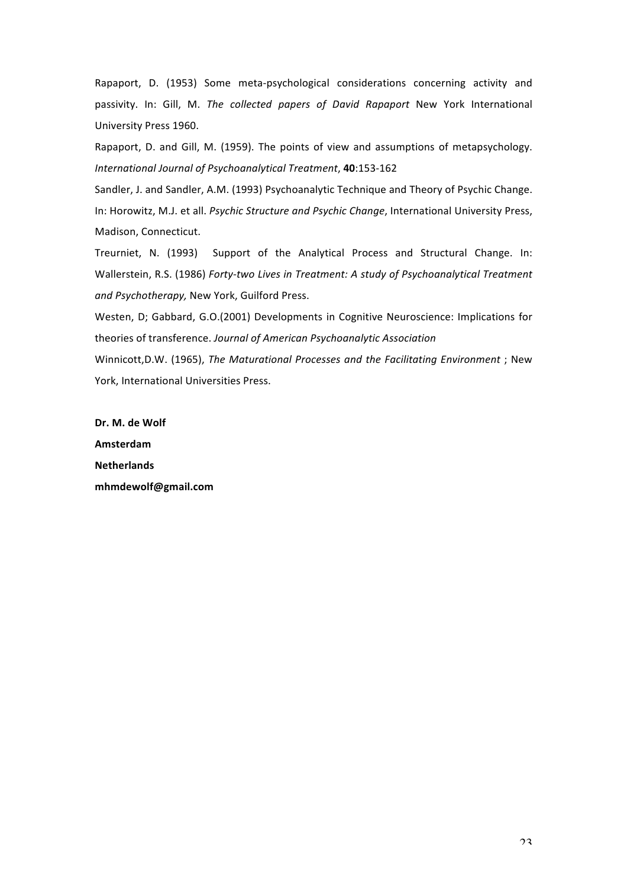Rapaport, D. (1953) Some meta-psychological considerations concerning activity and passivity. In: Gill, M. *The collected papers of David Rapaport* New York International University Press 1960.

Rapaport, D. and Gill, M. (1959). The points of view and assumptions of metapsychology. *International Journal of Psychoanalytical Treatment*, **40**:153-162

Sandler, J. and Sandler, A.M. (1993) Psychoanalytic Technique and Theory of Psychic Change. In: Horowitz, M.J. et all. *Psychic Structure and Psychic Change*, International University Press, Madison, Connecticut.

Treurniet, N. (1993) Support of the Analytical Process and Structural Change. In: Wallerstein, R.S. (1986) *Forty-two Lives in Treatment: A study of Psychoanalytical Treatment and Psychotherapy,* New York, Guilford Press.

Westen, D; Gabbard, G.O.(2001) Developments in Cognitive Neuroscience: Implications for theories of transference. *Journal of American Psychoanalytic Association*

Winnicott,D.W. (1965), *The Maturational Processes and the Facilitating Environment* ; New York, International Universities Press.

**Dr. M. de Wolf**

**Amsterdam**

**Netherlands**

**mhmdewolf@gmail.com**